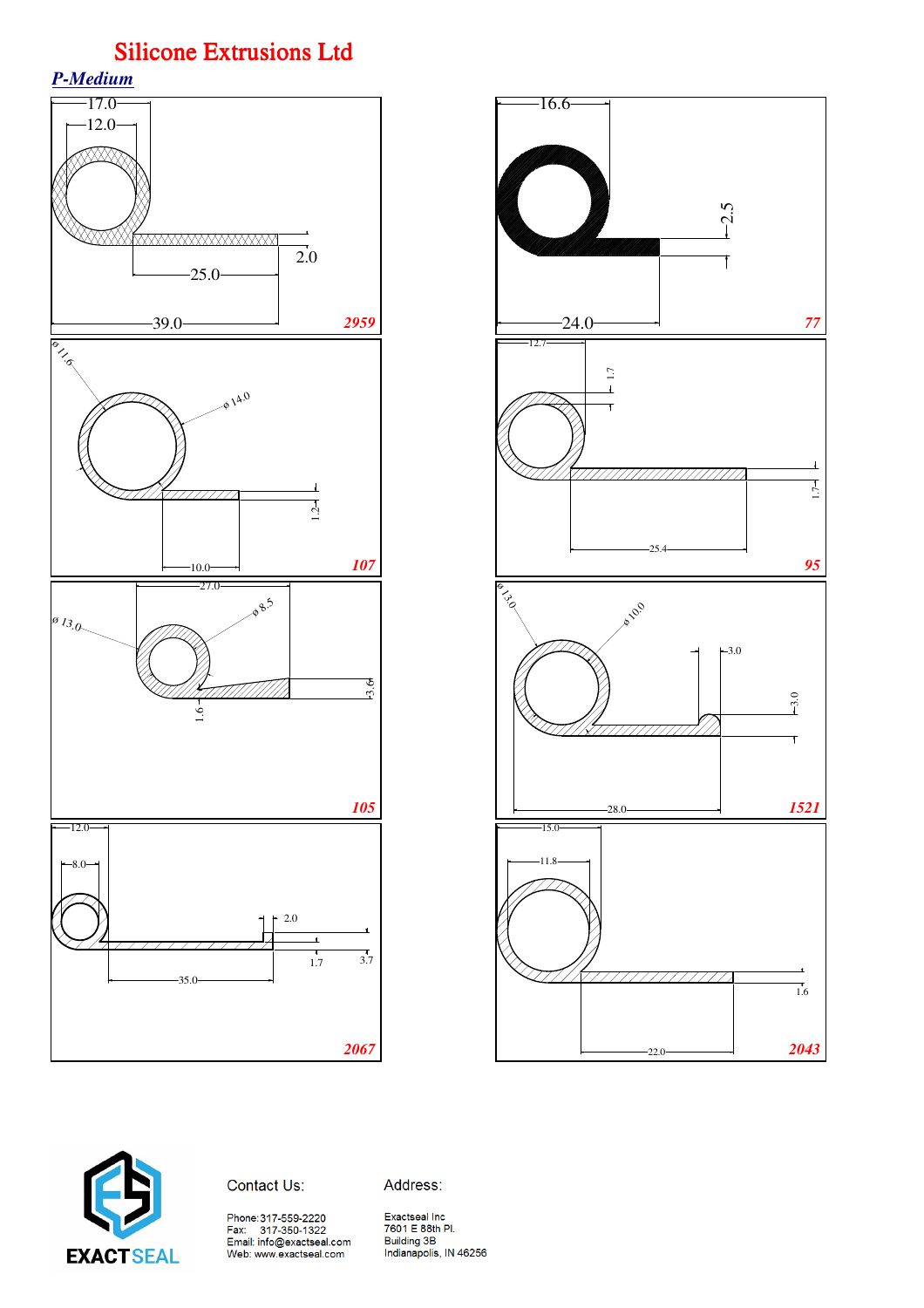# Silicone Extrusions Ltd

## P-Medium

17.0
12.0
2.0
25.0
39.0
2959

16.6
2.5
24.0
77

ø 11.6
ø 14.0
1.2
10.0
107

12.7
1.7
1.7
25.4
95

27.0
ø 13.0
ø 8.5
3.6
1.6
105

ø 13.0
ø 10.0
3.0
3.0
28.0
1521

12.0
8.0
2.0
1.7
3.7
35.0
2067

15.0
11.8
1.6
22.0
2043

EXACTSEAL

Contact Us:

Phone: 317-559-2220
Fax: 317-350-1322
Email: info@exactseal.com
Web: www.exactseal.com

Address:

Exactseal Inc
7601 E 88th Pl.
Building 3B
Indianapolis, IN 46256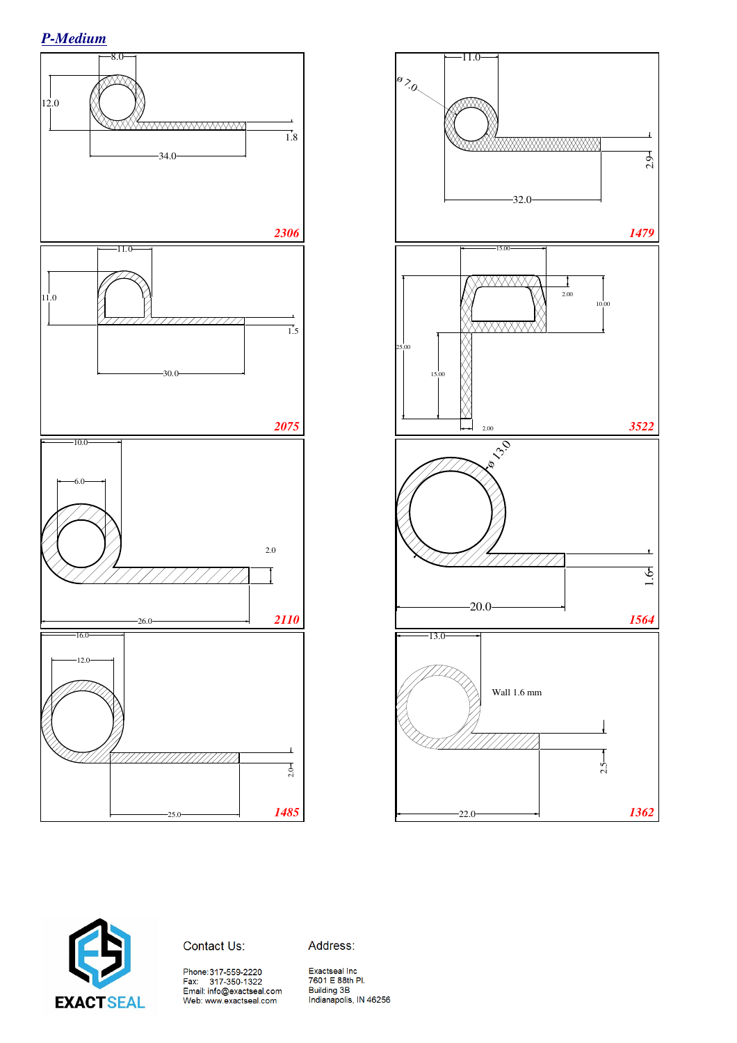## *P-Medium*

8.0
12.0
1.8
34.0
**2306**

11.0
ø 7.0
2.9
32.0
**1479**

11.0
11.0
1.5
30.0
**2075**

15.00
2.00
10.00
25.00
15.00
2.00
**3522**

10.0
6.0
2.0
26.0
**2110**

ø 13.0
1.6
20.0
**1564**

16.0
12.0
2.0
25.0
**1485**

13.0
Wall 1.6 mm
2.5
22.0
**1362**

EXACTSEAL

Contact Us:

Phone: 317-559-2220
Fax: 317-350-1322
Email: info@exactseal.com
Web: www.exactseal.com

Address:

Exactseal Inc
7601 E 88th Pl.
Building 3B
Indianapolis, IN 46256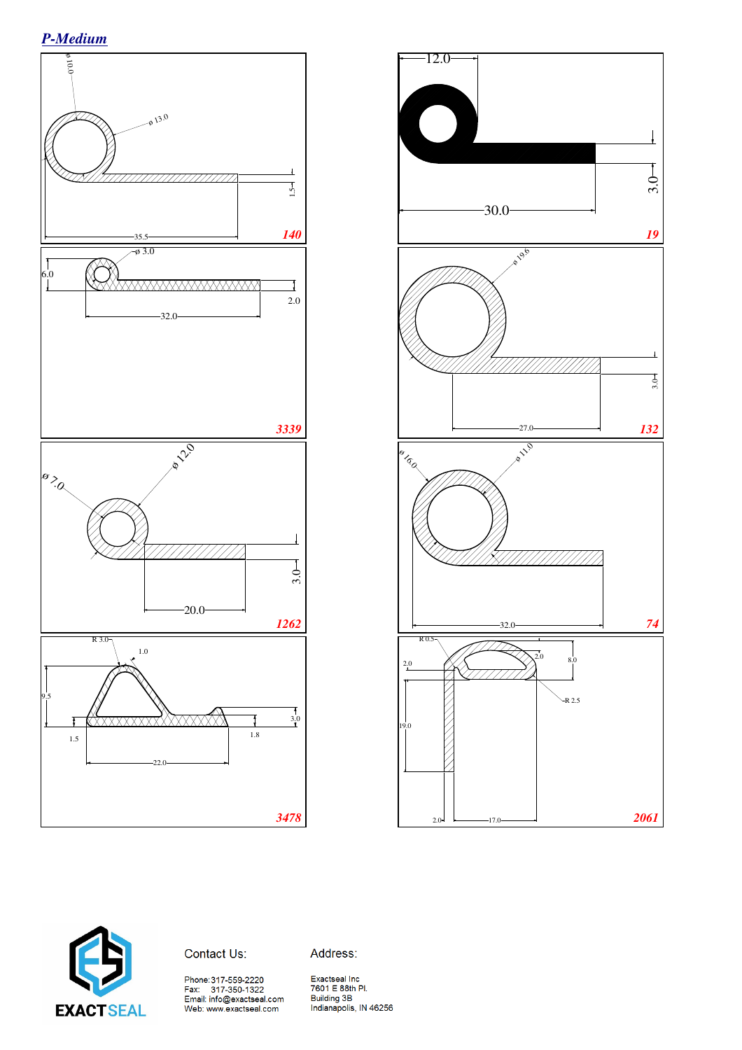## *P-Medium*

ø 10.0

ø 13.0

1.5

35.5

**140**

12.0

30.0

3.0

**19**

ø 3.0

6.0

32.0

2.0

**3339**

ø 19.6

3.0

27.0

**132**

ø 12.0

ø 7.0

3.0

20.0

**1262**

ø 16.0

ø 11.0

32.0

**74**

R 3.0

1.0

9.5

3.0

1.5

1.8

22.0

**3478**

R 0.5

2.0

2.0

8.0

R 2.5

19.0

2.0

17.0

**2061**

EXACTSEAL

Contact Us:

Phone: 317-559-2220
Fax: 317-350-1322
Email: info@exactseal.com
Web: www.exactseal.com

Address:

Exactseal Inc
7601 E 88th Pl.
Building 3B
Indianapolis, IN 46256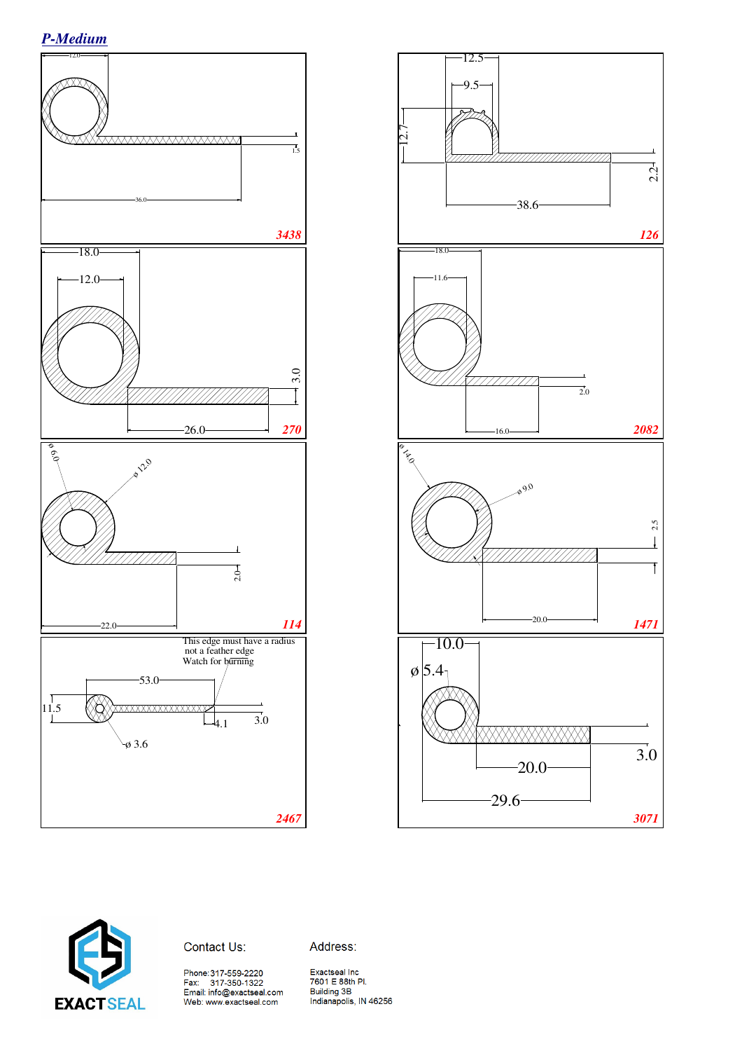## *P-Medium*

12.0

1.5

36.0

**3438**

12.5

9.5

12.7

2.2

38.6

**126**

18.0

12.0

3.0

26.0

**270**

18.0

11.6

2.0

16.0

**2082**

ø 6.0

ø 12.0

2.0

22.0

**114**

ø 14.0

ø 9.0

2.5

20.0

**1471**

This edge must have a radius
not a feather edge
Watch for burning

53.0

11.5

4.1

3.0

ø 3.6

**2467**

10.0

ø 5.4

3.0

20.0

29.6

**3071**

EXACTSEAL

Contact Us:

Phone: 317-559-2220
Fax: 317-350-1322
Email: info@exactseal.com
Web: www.exactseal.com

Address:

Exactseal Inc
7601 E 88th Pl.
Building 3B
Indianapolis, IN 46256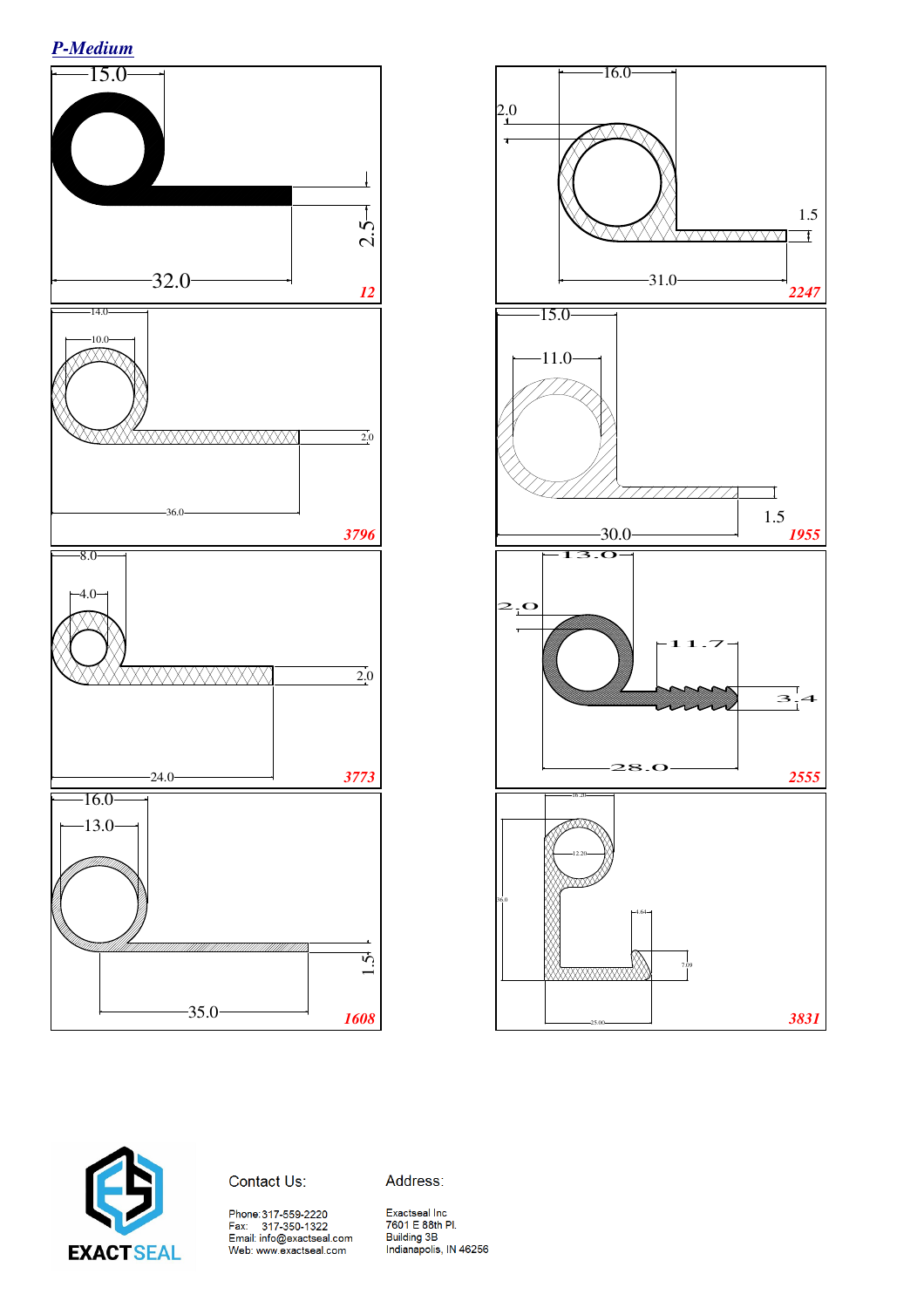## *P-Medium*

15.0
32.0
2.5
**12**

16.0
2.0
1.5
31.0
**2247**

14.0
10.0
2.0
36.0
**3796**

15.0
11.0
1.5
30.0
**1955**

8.0
4.0
2.0
24.0
**3773**

13.0
2.0
11.7
3.4
28.0
**2555**

16.0
13.0
1.5
35.0
**1608**

16.20
12.20
36.0
4.64
7.09
25.00
**3831**

EXACTSEAL

Contact Us:

Phone: 317-559-2220
Fax: 317-350-1322
Email: info@exactseal.com
Web: www.exactseal.com

Address:

Exactseal Inc
7601 E 88th Pl.
Building 3B
Indianapolis, IN 46256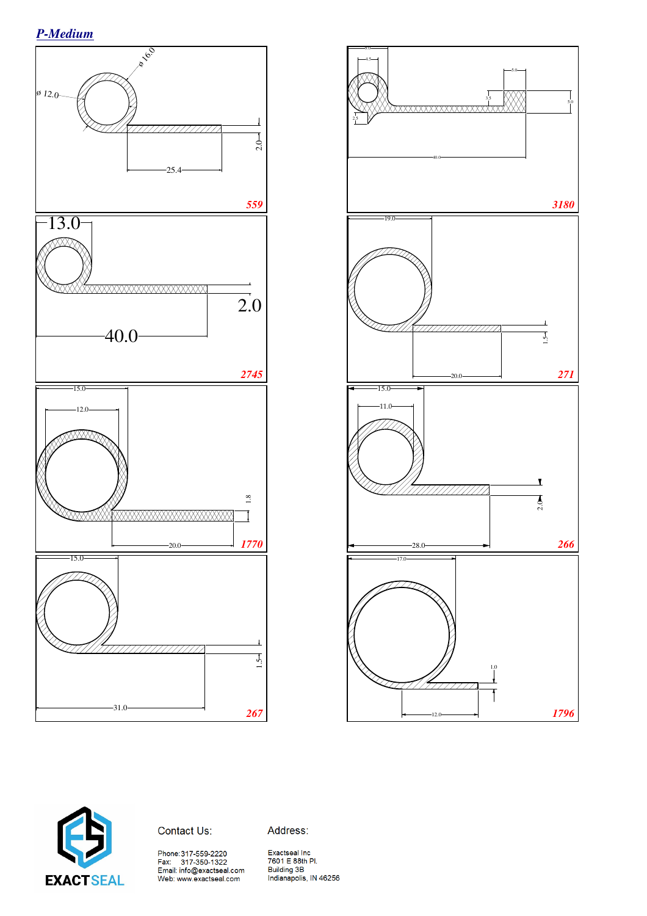## P-Medium

ø 16.0
ø 12.0
2.0
25.4
559

5.0
4.5
2.5
3.5
5.0
5.0
40.0
3180

13.0
2.0
40.0
2745

19.0
1.5
20.0
271

15.0
12.0
1.8
20.0
1770

15.0
11.0
2.0
28.0
266

15.0
1.5
31.0
267

17.0
1.0
12.0
1796

EXACTSEAL

Contact Us:

Phone: 317-559-2220
Fax: 317-350-1322
Email: info@exactseal.com
Web: www.exactseal.com

Address:

Exactseal Inc
7601 E 88th Pl.
Building 3B
Indianapolis, IN 46256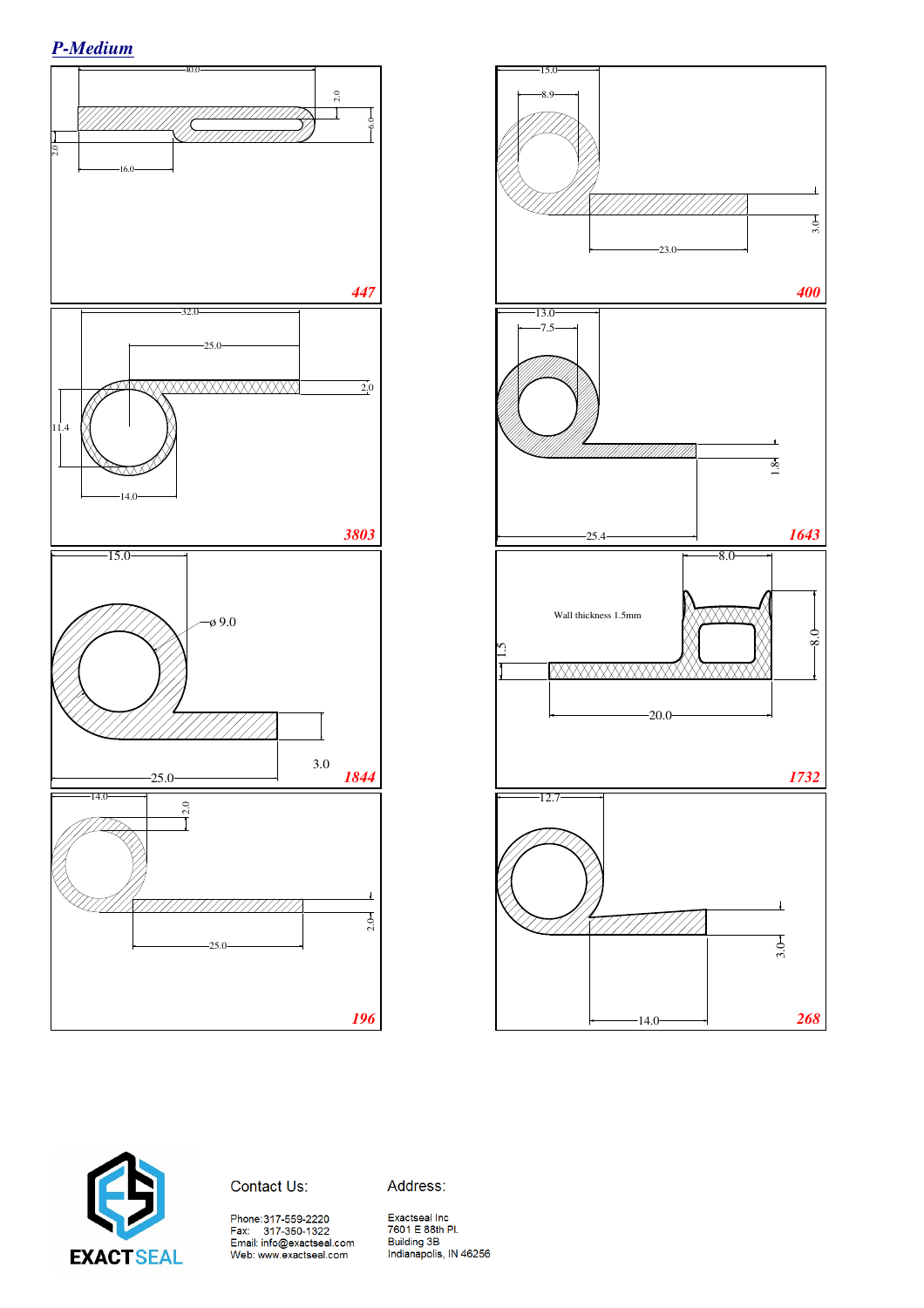## *P-Medium*

40.0
2.0
6.0
2.0
16.0

**447**

15.0
8.9
3.0
23.0

**400**

32.0
25.0
2.0
11.4
14.0

**3803**

13.0
7.5
1.8
25.4

**1643**

15.0
ø 9.0
3.0
25.0

**1844**

8.0
Wall thickness 1.5mm
1.5
8.0
20.0

**1732**

14.0
2.0
2.0
25.0

**196**

12.7
3.0
14.0

**268**

EXACTSEAL

Contact Us:

Phone: 317-559-2220
Fax: 317-350-1322
Email: info@exactseal.com
Web: www.exactseal.com

Address:

Exactseal Inc
7601 E 88th Pl.
Building 3B
Indianapolis, IN 46256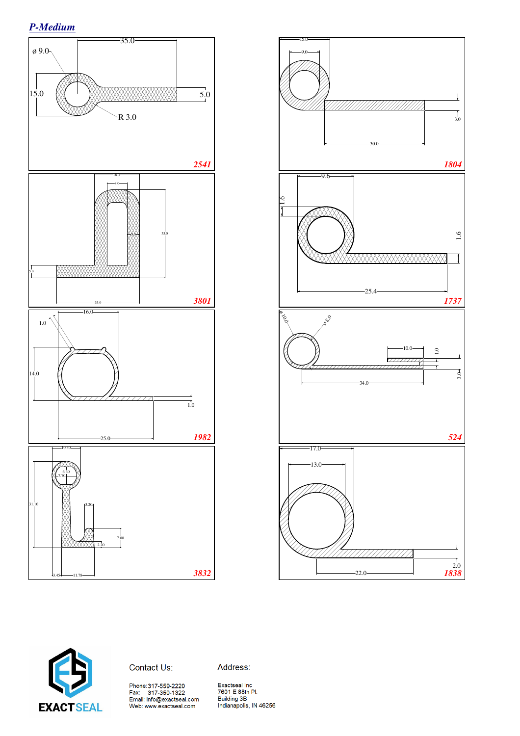## *P-Medium*

ø 9.0
35.0
15.0
5.0
R 3.0
**2541**

15.0
9.0
3.0
30.0
**1804**

18.0
8.0
35.0
5.0
33.0
**3801**

9.6
1.6
1.6
25.4
**1737**

1.0
16.0
14.0
1.0
25.0
**1982**

ø 10.0
ø 8.0
10.0
1.0
3.0
34.0
**524**

10.30
6.30
7.70
31.10
3.20
7.00
2.20
3.45
11.78
**3832**

17.0
13.0
2.0
22.0
**1838**

EXACTSEAL

Contact Us:

Phone: 317-559-2220
Fax: 317-350-1322
Email: info@exactseal.com
Web: www.exactseal.com

Address:

Exactseal Inc
7601 E 88th Pl.
Building 3B
Indianapolis, IN 46256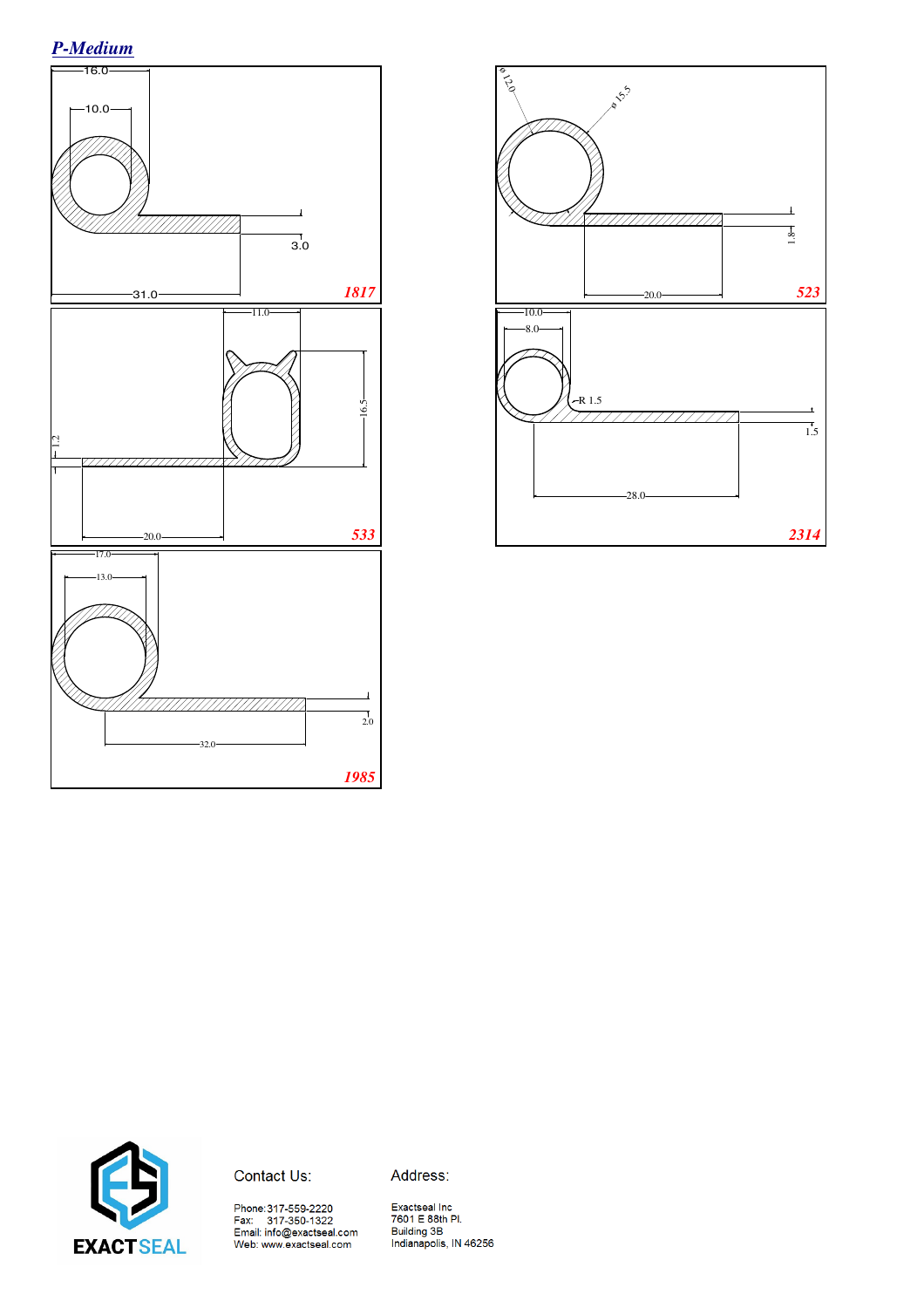## *P-Medium*

16.0
10.0
3.0
31.0
*1817*

ø 12.0
ø 15.5
1.8
20.0
*523*

11.0
1.2
16.5
20.0
*533*

10.0
8.0
R 1.5
1.5
28.0
*2314*

17.0
13.0
2.0
32.0
*1985*

EXACTSEAL

Contact Us:

Phone: 317-559-2220
Fax: 317-350-1322
Email: info@exactseal.com
Web: www.exactseal.com

Address:

Exactseal Inc
7601 E 88th Pl.
Building 3B
Indianapolis, IN 46256